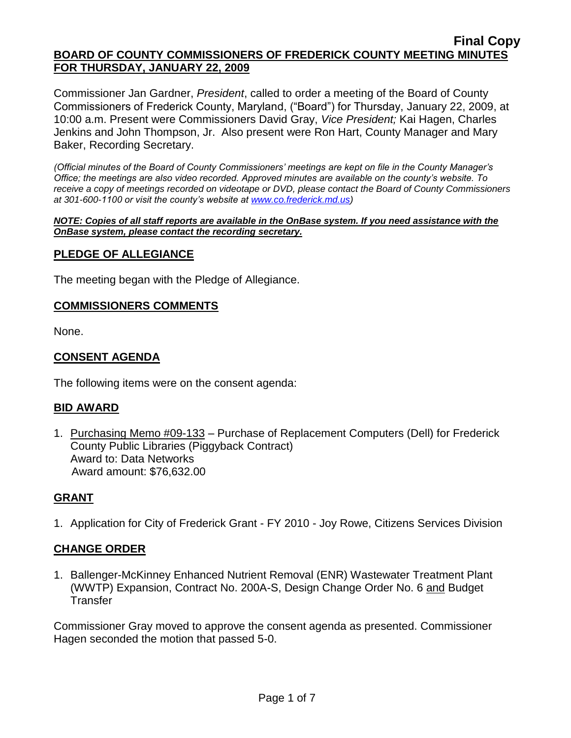**Final Copy**

**BOARD OF COUNTY COMMISSIONERS OF FREDERICK COUNTY MEETING MINUTES FOR THURSDAY, JANUARY 22, 2009**

Commissioner Jan Gardner, *President*, called to order a meeting of the Board of County Commissioners of Frederick County, Maryland, ("Board") for Thursday, January 22, 2009, at 10:00 a.m. Present were Commissioners David Gray, *Vice President;* Kai Hagen, Charles Jenkins and John Thompson, Jr. Also present were Ron Hart, County Manager and Mary Baker, Recording Secretary.

*(Official minutes of the Board of County Commissioners' meetings are kept on file in the County Manager's Office; the meetings are also video recorded. Approved minutes are available on the county's website. To receive a copy of meetings recorded on videotape or DVD, please contact the Board of County Commissioners at 301-600-1100 or visit the county's website at www.co.frederick.md.us)*

***NOTE: Copies of all staff reports are available in the OnBase system. If you need assistance with the OnBase system, please contact the recording secretary.***

## PLEDGE OF ALLEGIANCE

The meeting began with the Pledge of Allegiance.

## COMMISSIONERS COMMENTS

None.

## CONSENT AGENDA

The following items were on the consent agenda:

## BID AWARD

1. Purchasing Memo #09-133 – Purchase of Replacement Computers (Dell) for Frederick County Public Libraries (Piggyback Contract)
   Award to: Data Networks
   Award amount: $76,632.00

## GRANT

1. Application for City of Frederick Grant - FY 2010 - Joy Rowe, Citizens Services Division

## CHANGE ORDER

1. Ballenger-McKinney Enhanced Nutrient Removal (ENR) Wastewater Treatment Plant (WWTP) Expansion, Contract No. 200A-S, Design Change Order No. 6 and Budget Transfer

Commissioner Gray moved to approve the consent agenda as presented. Commissioner Hagen seconded the motion that passed 5-0.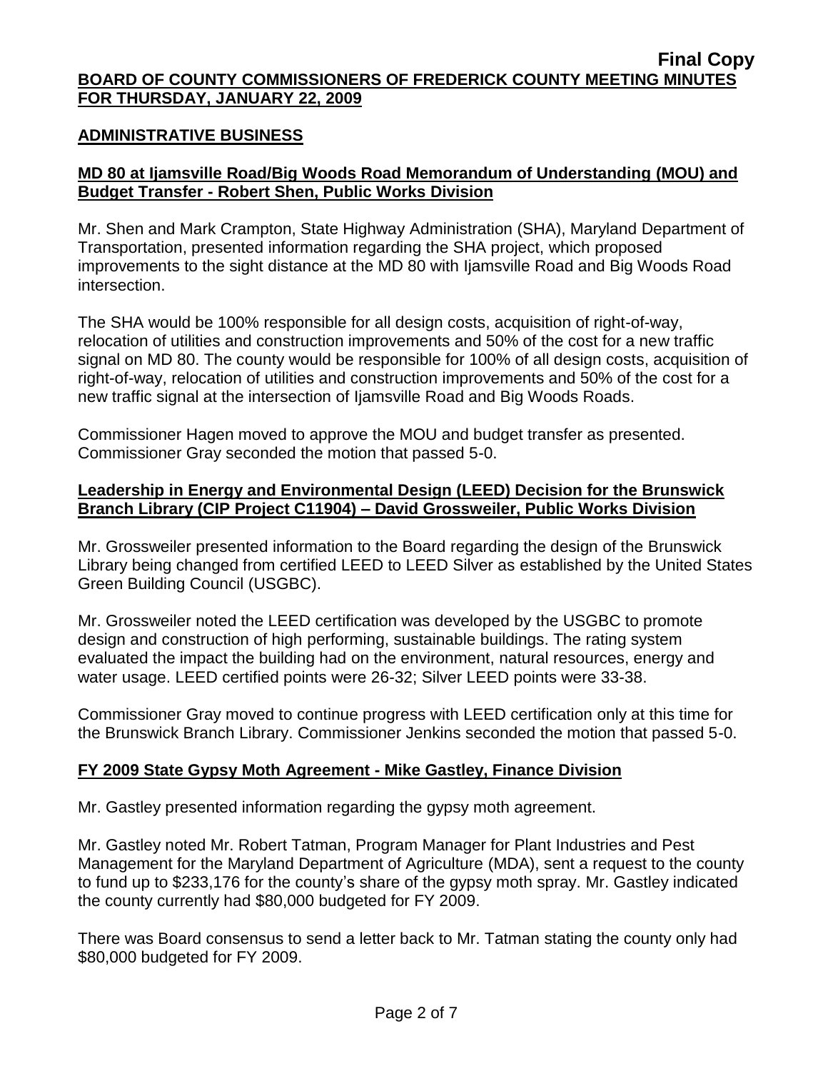**Final Copy**

**BOARD OF COUNTY COMMISSIONERS OF FREDERICK COUNTY MEETING MINUTES FOR THURSDAY, JANUARY 22, 2009**

## ADMINISTRATIVE BUSINESS

### MD 80 at Ijamsville Road/Big Woods Road Memorandum of Understanding (MOU) and Budget Transfer - Robert Shen, Public Works Division

Mr. Shen and Mark Crampton, State Highway Administration (SHA), Maryland Department of Transportation, presented information regarding the SHA project, which proposed improvements to the sight distance at the MD 80 with Ijamsville Road and Big Woods Road intersection.

The SHA would be 100% responsible for all design costs, acquisition of right-of-way, relocation of utilities and construction improvements and 50% of the cost for a new traffic signal on MD 80. The county would be responsible for 100% of all design costs, acquisition of right-of-way, relocation of utilities and construction improvements and 50% of the cost for a new traffic signal at the intersection of Ijamsville Road and Big Woods Roads.

Commissioner Hagen moved to approve the MOU and budget transfer as presented. Commissioner Gray seconded the motion that passed 5-0.

### Leadership in Energy and Environmental Design (LEED) Decision for the Brunswick Branch Library (CIP Project C11904) – David Grossweiler, Public Works Division

Mr. Grossweiler presented information to the Board regarding the design of the Brunswick Library being changed from certified LEED to LEED Silver as established by the United States Green Building Council (USGBC).

Mr. Grossweiler noted the LEED certification was developed by the USGBC to promote design and construction of high performing, sustainable buildings. The rating system evaluated the impact the building had on the environment, natural resources, energy and water usage. LEED certified points were 26-32; Silver LEED points were 33-38.

Commissioner Gray moved to continue progress with LEED certification only at this time for the Brunswick Branch Library. Commissioner Jenkins seconded the motion that passed 5-0.

### FY 2009 State Gypsy Moth Agreement - Mike Gastley, Finance Division

Mr. Gastley presented information regarding the gypsy moth agreement.

Mr. Gastley noted Mr. Robert Tatman, Program Manager for Plant Industries and Pest Management for the Maryland Department of Agriculture (MDA), sent a request to the county to fund up to $233,176 for the county's share of the gypsy moth spray. Mr. Gastley indicated the county currently had $80,000 budgeted for FY 2009.

There was Board consensus to send a letter back to Mr. Tatman stating the county only had $80,000 budgeted for FY 2009.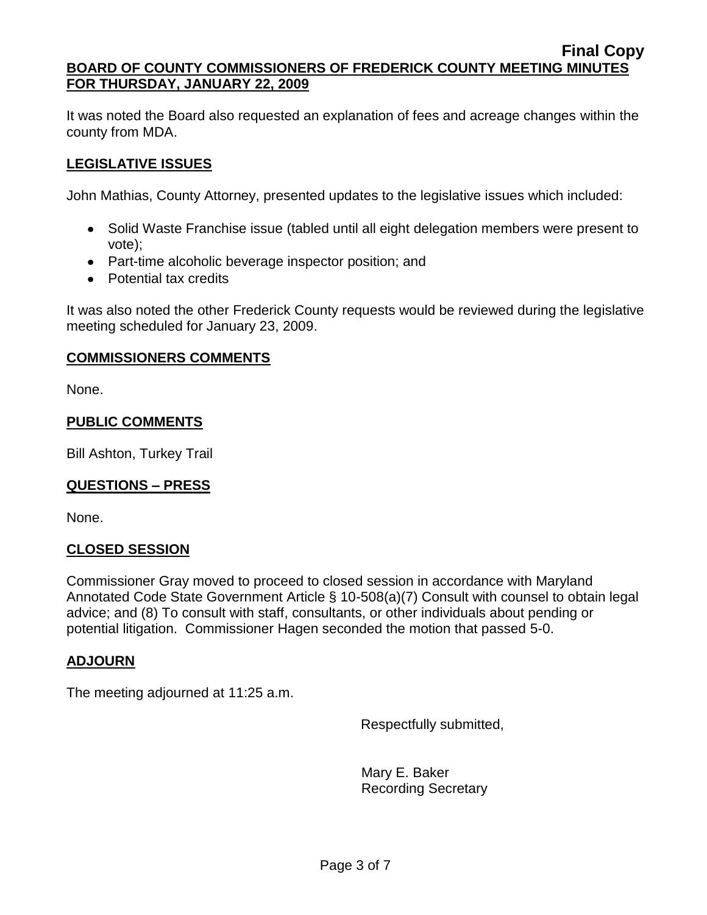It was noted the Board also requested an explanation of fees and acreage changes within the county from MDA.

## LEGISLATIVE ISSUES

John Mathias, County Attorney, presented updates to the legislative issues which included:

- Solid Waste Franchise issue (tabled until all eight delegation members were present to vote);
- Part-time alcoholic beverage inspector position; and
- Potential tax credits

It was also noted the other Frederick County requests would be reviewed during the legislative meeting scheduled for January 23, 2009.

## COMMISSIONERS COMMENTS

None.

## PUBLIC COMMENTS

Bill Ashton, Turkey Trail

## QUESTIONS – PRESS

None.

## CLOSED SESSION

Commissioner Gray moved to proceed to closed session in accordance with Maryland Annotated Code State Government Article § 10-508(a)(7) Consult with counsel to obtain legal advice; and (8) To consult with staff, consultants, or other individuals about pending or potential litigation. Commissioner Hagen seconded the motion that passed 5-0.

## ADJOURN

The meeting adjourned at 11:25 a.m.

Respectfully submitted,

Mary E. Baker
Recording Secretary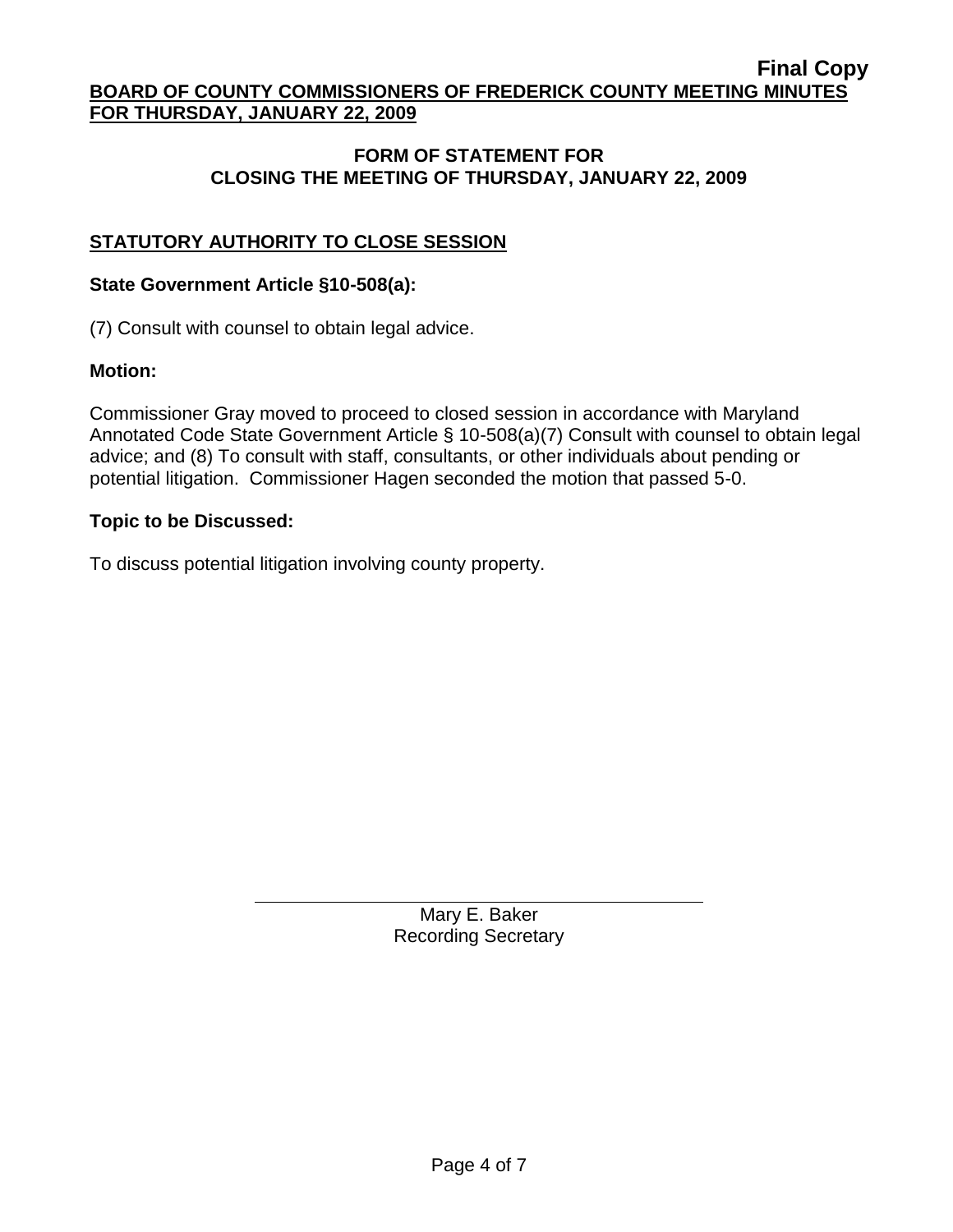**Final Copy**

**BOARD OF COUNTY COMMISSIONERS OF FREDERICK COUNTY MEETING MINUTES FOR THURSDAY, JANUARY 22, 2009**

## FORM OF STATEMENT FOR CLOSING THE MEETING OF THURSDAY, JANUARY 22, 2009

### STATUTORY AUTHORITY TO CLOSE SESSION

**State Government Article §10-508(a):**

(7) Consult with counsel to obtain legal advice.

**Motion:**

Commissioner Gray moved to proceed to closed session in accordance with Maryland Annotated Code State Government Article § 10-508(a)(7) Consult with counsel to obtain legal advice; and (8) To consult with staff, consultants, or other individuals about pending or potential litigation. Commissioner Hagen seconded the motion that passed 5-0.

**Topic to be Discussed:**

To discuss potential litigation involving county property.

Mary E. Baker
Recording Secretary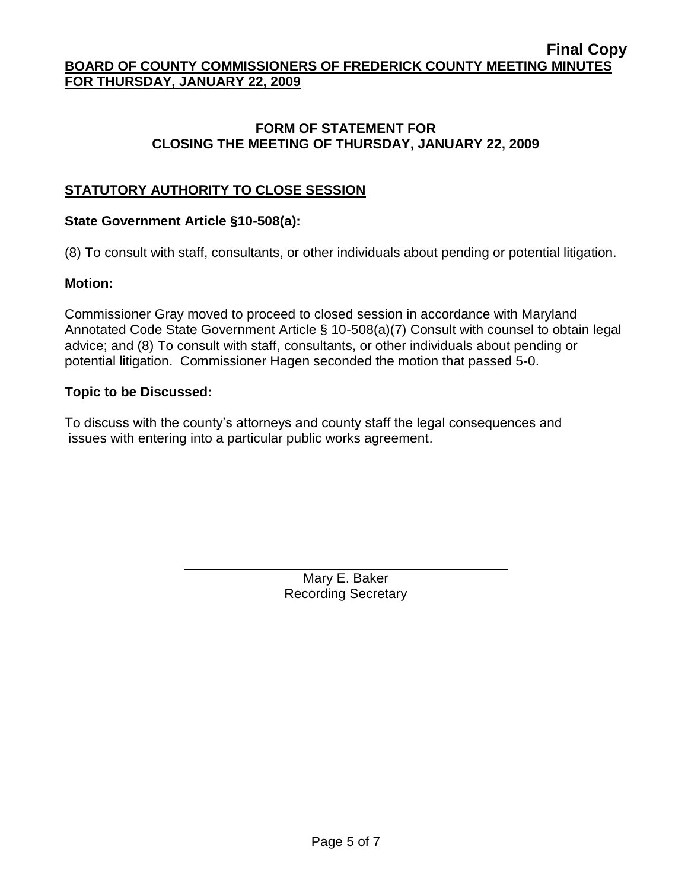**Final Copy**

**BOARD OF COUNTY COMMISSIONERS OF FREDERICK COUNTY MEETING MINUTES FOR THURSDAY, JANUARY 22, 2009**

## FORM OF STATEMENT FOR CLOSING THE MEETING OF THURSDAY, JANUARY 22, 2009

### STATUTORY AUTHORITY TO CLOSE SESSION

**State Government Article §10-508(a):**

(8) To consult with staff, consultants, or other individuals about pending or potential litigation.

**Motion:**

Commissioner Gray moved to proceed to closed session in accordance with Maryland Annotated Code State Government Article § 10-508(a)(7) Consult with counsel to obtain legal advice; and (8) To consult with staff, consultants, or other individuals about pending or potential litigation. Commissioner Hagen seconded the motion that passed 5-0.

**Topic to be Discussed:**

To discuss with the county's attorneys and county staff the legal consequences and issues with entering into a particular public works agreement.

Mary E. Baker
Recording Secretary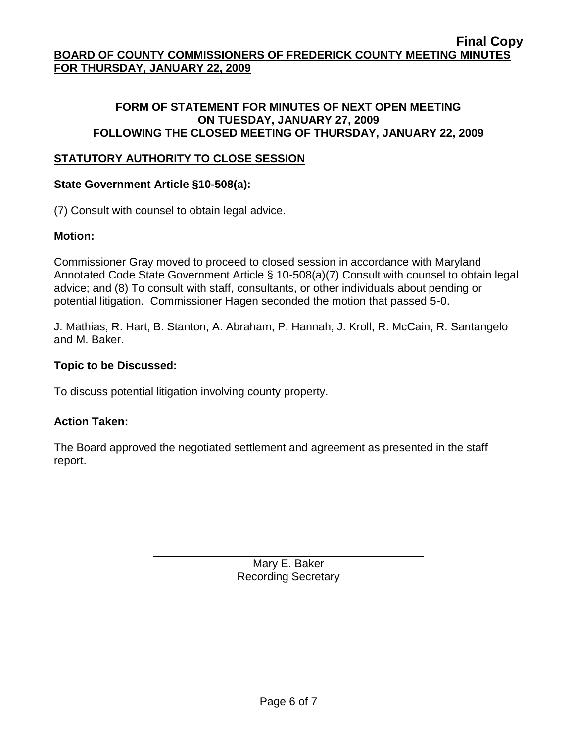**Final Copy**

**BOARD OF COUNTY COMMISSIONERS OF FREDERICK COUNTY MEETING MINUTES FOR THURSDAY, JANUARY 22, 2009**

**FORM OF STATEMENT FOR MINUTES OF NEXT OPEN MEETING ON TUESDAY, JANUARY 27, 2009 FOLLOWING THE CLOSED MEETING OF THURSDAY, JANUARY 22, 2009**

## STATUTORY AUTHORITY TO CLOSE SESSION

### State Government Article §10-508(a):

(7) Consult with counsel to obtain legal advice.

### Motion:

Commissioner Gray moved to proceed to closed session in accordance with Maryland Annotated Code State Government Article § 10-508(a)(7) Consult with counsel to obtain legal advice; and (8) To consult with staff, consultants, or other individuals about pending or potential litigation. Commissioner Hagen seconded the motion that passed 5-0.

J. Mathias, R. Hart, B. Stanton, A. Abraham, P. Hannah, J. Kroll, R. McCain, R. Santangelo and M. Baker.

### Topic to be Discussed:

To discuss potential litigation involving county property.

### Action Taken:

The Board approved the negotiated settlement and agreement as presented in the staff report.

Mary E. Baker
Recording Secretary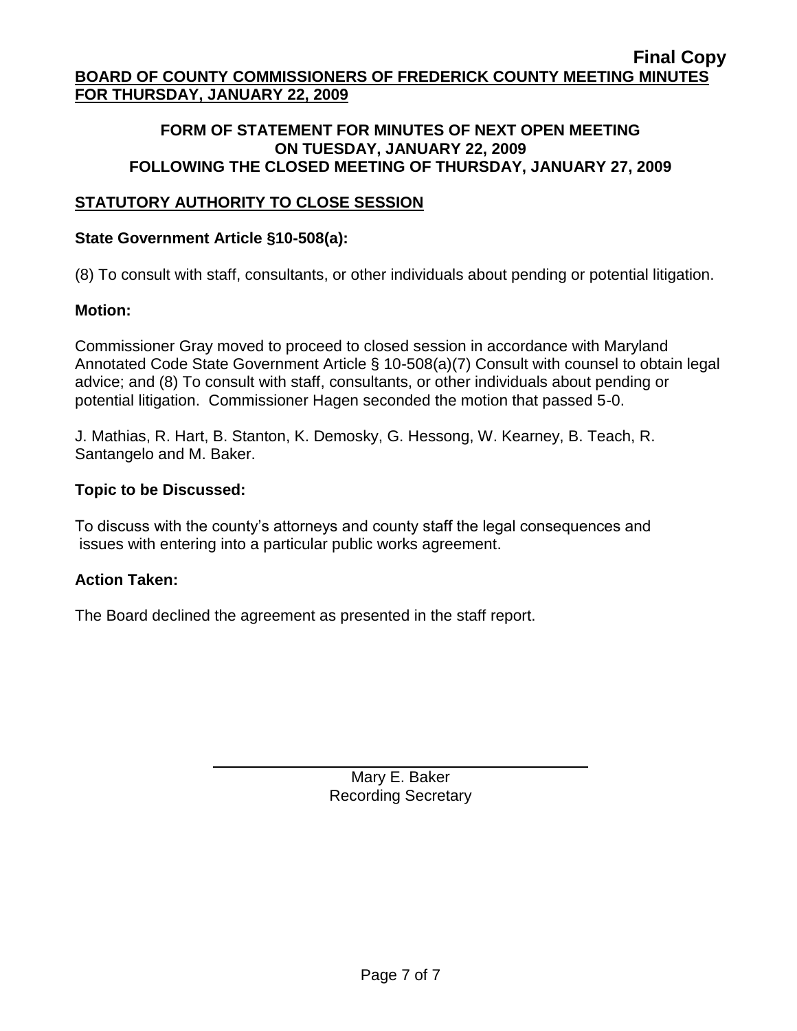**Final Copy**

**BOARD OF COUNTY COMMISSIONERS OF FREDERICK COUNTY MEETING MINUTES FOR THURSDAY, JANUARY 22, 2009**

**FORM OF STATEMENT FOR MINUTES OF NEXT OPEN MEETING ON TUESDAY, JANUARY 22, 2009 FOLLOWING THE CLOSED MEETING OF THURSDAY, JANUARY 27, 2009**

## STATUTORY AUTHORITY TO CLOSE SESSION

**State Government Article §10-508(a):**

(8) To consult with staff, consultants, or other individuals about pending or potential litigation.

**Motion:**

Commissioner Gray moved to proceed to closed session in accordance with Maryland Annotated Code State Government Article § 10-508(a)(7) Consult with counsel to obtain legal advice; and (8) To consult with staff, consultants, or other individuals about pending or potential litigation. Commissioner Hagen seconded the motion that passed 5-0.

J. Mathias, R. Hart, B. Stanton, K. Demosky, G. Hessong, W. Kearney, B. Teach, R. Santangelo and M. Baker.

**Topic to be Discussed:**

To discuss with the county's attorneys and county staff the legal consequences and issues with entering into a particular public works agreement.

**Action Taken:**

The Board declined the agreement as presented in the staff report.

Mary E. Baker
Recording Secretary